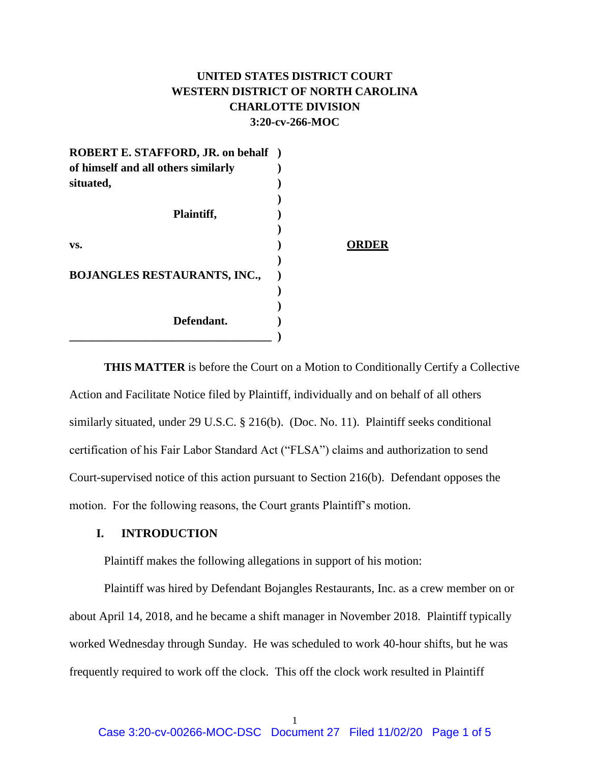**UNITED STATES DISTRICT COURT**
**WESTERN DISTRICT OF NORTH CAROLINA**
**CHARLOTTE DIVISION**
**3:20-cv-266-MOC**

**ROBERT E. STAFFORD, JR. on behalf of himself and all others similarly situated,**

**Plaintiff,**

**vs.**

**BOJANGLES RESTAURANTS, INC.,**

**Defendant.**

**ORDER**

**THIS MATTER** is before the Court on a Motion to Conditionally Certify a Collective Action and Facilitate Notice filed by Plaintiff, individually and on behalf of all others similarly situated, under 29 U.S.C. § 216(b). (Doc. No. 11). Plaintiff seeks conditional certification of his Fair Labor Standard Act ("FLSA") claims and authorization to send Court-supervised notice of this action pursuant to Section 216(b). Defendant opposes the motion. For the following reasons, the Court grants Plaintiff's motion.

## I. INTRODUCTION

Plaintiff makes the following allegations in support of his motion:

Plaintiff was hired by Defendant Bojangles Restaurants, Inc. as a crew member on or about April 14, 2018, and he became a shift manager in November 2018. Plaintiff typically worked Wednesday through Sunday. He was scheduled to work 40-hour shifts, but he was frequently required to work off the clock. This off the clock work resulted in Plaintiff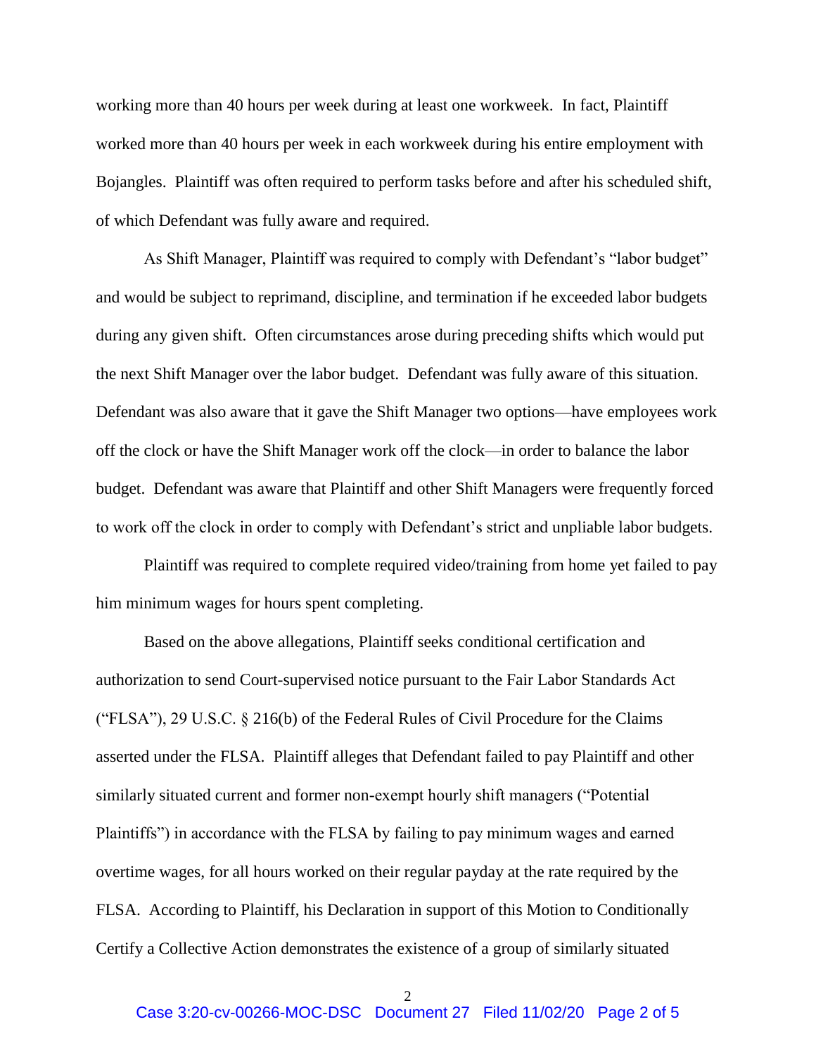working more than 40 hours per week during at least one workweek. In fact, Plaintiff worked more than 40 hours per week in each workweek during his entire employment with Bojangles. Plaintiff was often required to perform tasks before and after his scheduled shift, of which Defendant was fully aware and required.

As Shift Manager, Plaintiff was required to comply with Defendant's "labor budget" and would be subject to reprimand, discipline, and termination if he exceeded labor budgets during any given shift. Often circumstances arose during preceding shifts which would put the next Shift Manager over the labor budget. Defendant was fully aware of this situation. Defendant was also aware that it gave the Shift Manager two options—have employees work off the clock or have the Shift Manager work off the clock—in order to balance the labor budget. Defendant was aware that Plaintiff and other Shift Managers were frequently forced to work off the clock in order to comply with Defendant's strict and unpliable labor budgets.

Plaintiff was required to complete required video/training from home yet failed to pay him minimum wages for hours spent completing.

Based on the above allegations, Plaintiff seeks conditional certification and authorization to send Court-supervised notice pursuant to the Fair Labor Standards Act ("FLSA"), 29 U.S.C. § 216(b) of the Federal Rules of Civil Procedure for the Claims asserted under the FLSA. Plaintiff alleges that Defendant failed to pay Plaintiff and other similarly situated current and former non-exempt hourly shift managers ("Potential Plaintiffs") in accordance with the FLSA by failing to pay minimum wages and earned overtime wages, for all hours worked on their regular payday at the rate required by the FLSA. According to Plaintiff, his Declaration in support of this Motion to Conditionally Certify a Collective Action demonstrates the existence of a group of similarly situated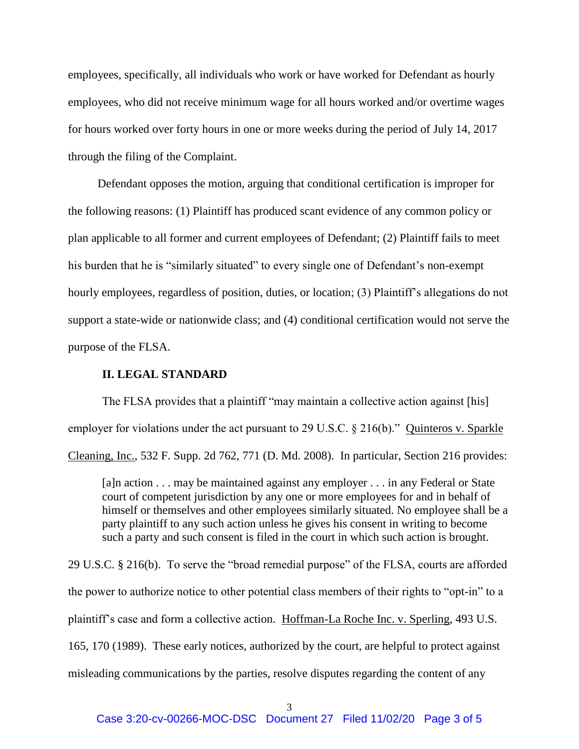employees, specifically, all individuals who work or have worked for Defendant as hourly employees, who did not receive minimum wage for all hours worked and/or overtime wages for hours worked over forty hours in one or more weeks during the period of July 14, 2017 through the filing of the Complaint.

Defendant opposes the motion, arguing that conditional certification is improper for the following reasons: (1) Plaintiff has produced scant evidence of any common policy or plan applicable to all former and current employees of Defendant; (2) Plaintiff fails to meet his burden that he is "similarly situated" to every single one of Defendant's non-exempt hourly employees, regardless of position, duties, or location; (3) Plaintiff's allegations do not support a state-wide or nationwide class; and (4) conditional certification would not serve the purpose of the FLSA.

## II. LEGAL STANDARD

The FLSA provides that a plaintiff "may maintain a collective action against [his] employer for violations under the act pursuant to 29 U.S.C. § 216(b)." Quinteros v. Sparkle Cleaning, Inc., 532 F. Supp. 2d 762, 771 (D. Md. 2008). In particular, Section 216 provides:

> [a]n action . . . may be maintained against any employer . . . in any Federal or State court of competent jurisdiction by any one or more employees for and in behalf of himself or themselves and other employees similarly situated. No employee shall be a party plaintiff to any such action unless he gives his consent in writing to become such a party and such consent is filed in the court in which such action is brought.

29 U.S.C. § 216(b). To serve the "broad remedial purpose" of the FLSA, courts are afforded the power to authorize notice to other potential class members of their rights to "opt-in" to a plaintiff's case and form a collective action. Hoffman-La Roche Inc. v. Sperling, 493 U.S. 165, 170 (1989). These early notices, authorized by the court, are helpful to protect against misleading communications by the parties, resolve disputes regarding the content of any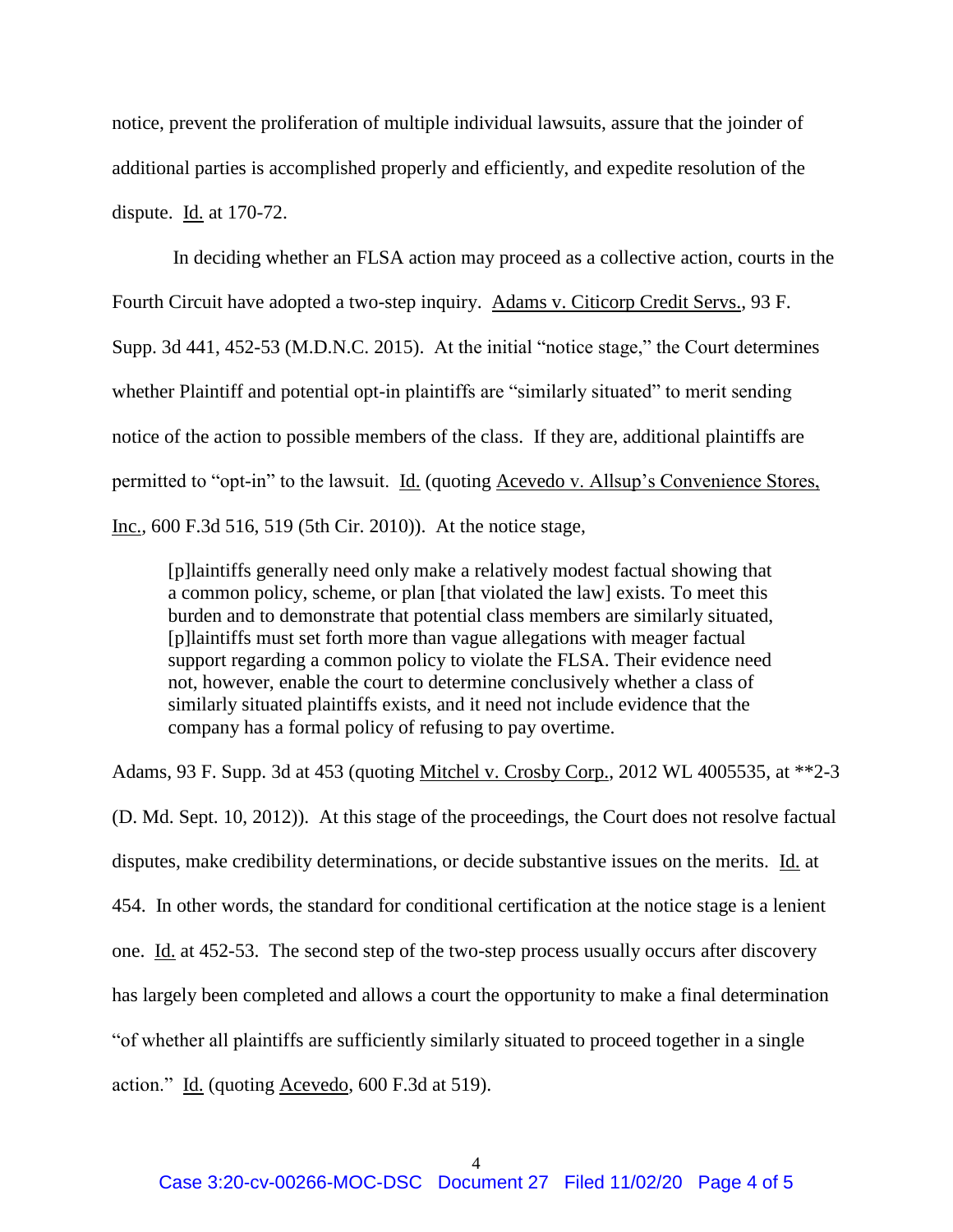notice, prevent the proliferation of multiple individual lawsuits, assure that the joinder of additional parties is accomplished properly and efficiently, and expedite resolution of the dispute. Id. at 170-72.

In deciding whether an FLSA action may proceed as a collective action, courts in the Fourth Circuit have adopted a two-step inquiry. Adams v. Citicorp Credit Servs., 93 F. Supp. 3d 441, 452-53 (M.D.N.C. 2015). At the initial "notice stage," the Court determines whether Plaintiff and potential opt-in plaintiffs are "similarly situated" to merit sending notice of the action to possible members of the class. If they are, additional plaintiffs are permitted to "opt-in" to the lawsuit. Id. (quoting Acevedo v. Allsup's Convenience Stores, Inc., 600 F.3d 516, 519 (5th Cir. 2010)). At the notice stage,

> [p]laintiffs generally need only make a relatively modest factual showing that a common policy, scheme, or plan [that violated the law] exists. To meet this burden and to demonstrate that potential class members are similarly situated, [p]laintiffs must set forth more than vague allegations with meager factual support regarding a common policy to violate the FLSA. Their evidence need not, however, enable the court to determine conclusively whether a class of similarly situated plaintiffs exists, and it need not include evidence that the company has a formal policy of refusing to pay overtime.

Adams, 93 F. Supp. 3d at 453 (quoting Mitchel v. Crosby Corp., 2012 WL 4005535, at **2-3 (D. Md. Sept. 10, 2012)). At this stage of the proceedings, the Court does not resolve factual disputes, make credibility determinations, or decide substantive issues on the merits. Id. at 454. In other words, the standard for conditional certification at the notice stage is a lenient one. Id. at 452-53. The second step of the two-step process usually occurs after discovery has largely been completed and allows a court the opportunity to make a final determination "of whether all plaintiffs are sufficiently similarly situated to proceed together in a single action." Id. (quoting Acevedo, 600 F.3d at 519).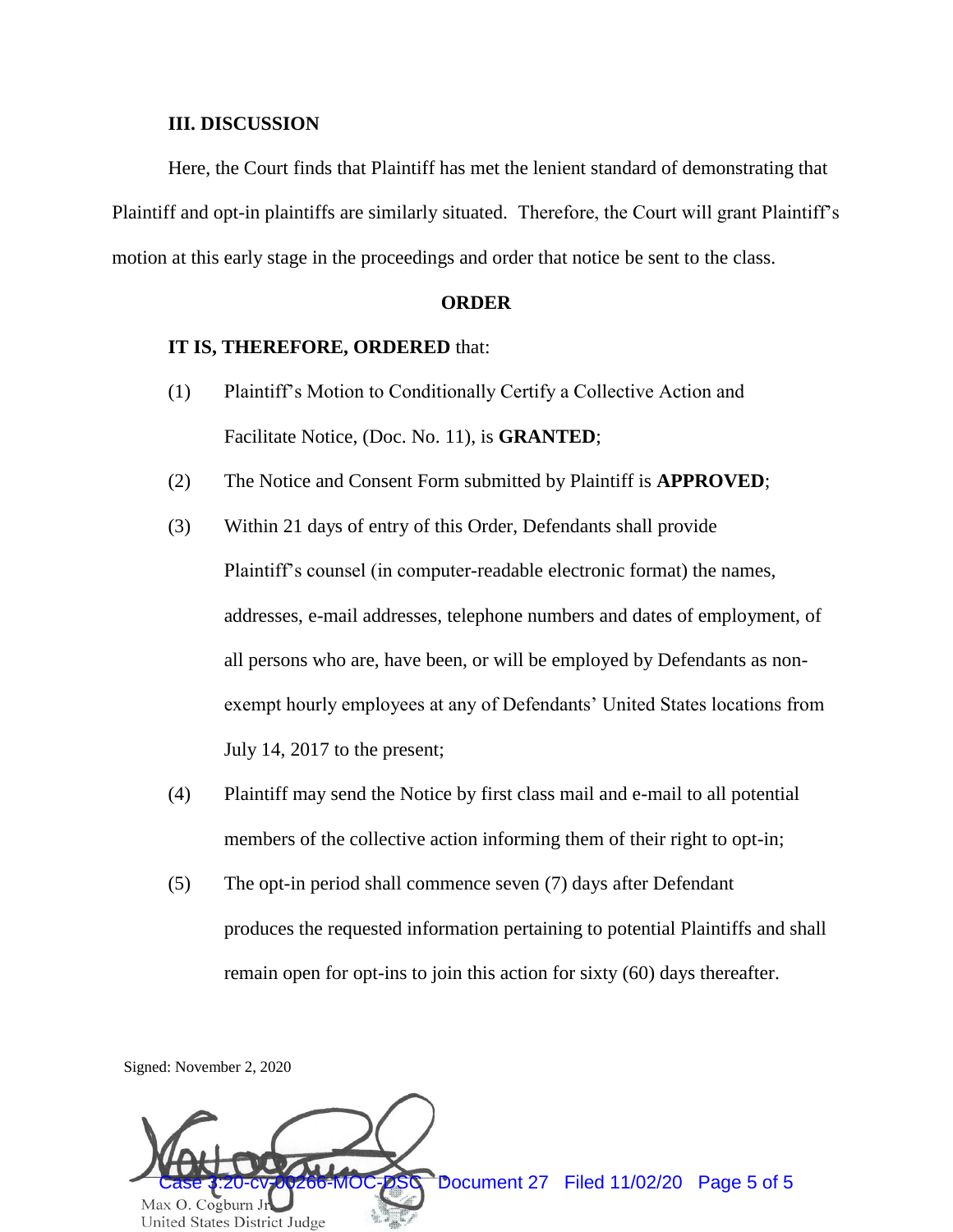### III. DISCUSSION

Here, the Court finds that Plaintiff has met the lenient standard of demonstrating that Plaintiff and opt-in plaintiffs are similarly situated. Therefore, the Court will grant Plaintiff's motion at this early stage in the proceedings and order that notice be sent to the class.

**ORDER**

**IT IS, THEREFORE, ORDERED** that:

(1) Plaintiff's Motion to Conditionally Certify a Collective Action and Facilitate Notice, (Doc. No. 11), is **GRANTED**;

(2) The Notice and Consent Form submitted by Plaintiff is **APPROVED**;

(3) Within 21 days of entry of this Order, Defendants shall provide Plaintiff's counsel (in computer-readable electronic format) the names, addresses, e-mail addresses, telephone numbers and dates of employment, of all persons who are, have been, or will be employed by Defendants as non-exempt hourly employees at any of Defendants' United States locations from July 14, 2017 to the present;

(4) Plaintiff may send the Notice by first class mail and e-mail to all potential members of the collective action informing them of their right to opt-in;

(5) The opt-in period shall commence seven (7) days after Defendant produces the requested information pertaining to potential Plaintiffs and shall remain open for opt-ins to join this action for sixty (60) days thereafter.

Signed: November 2, 2020

Max O. Cogburn Jr.
United States District Judge